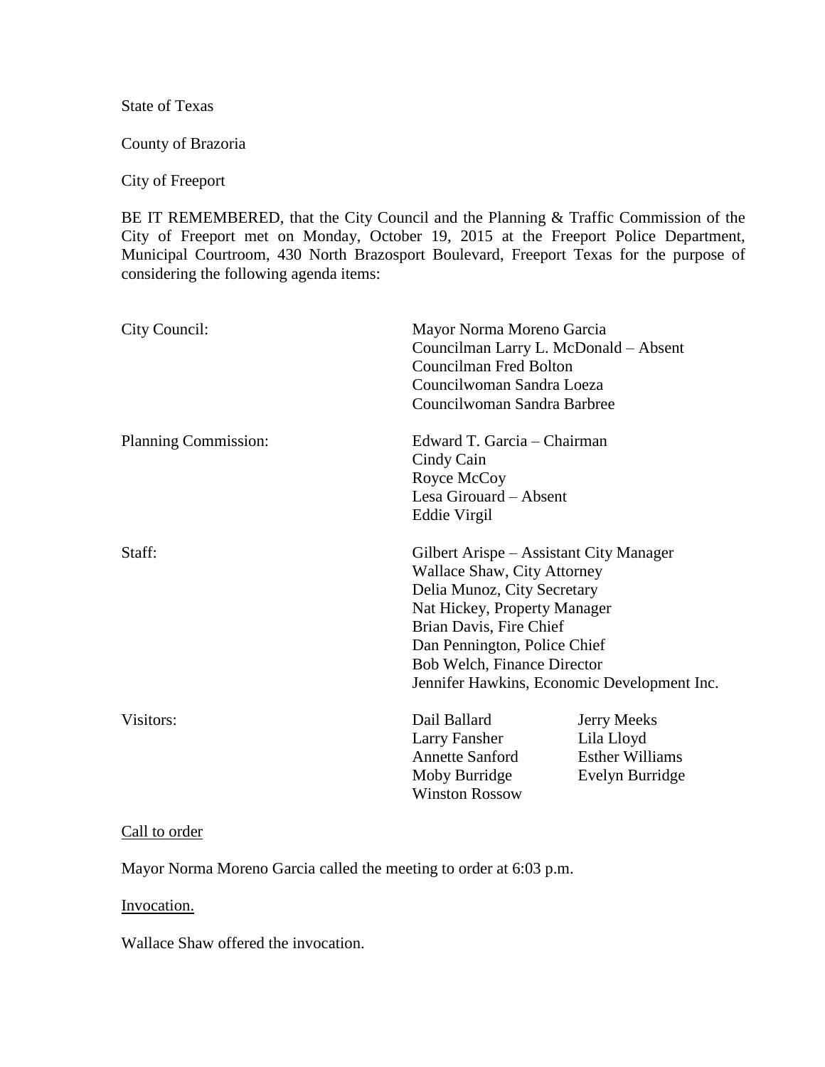State of Texas

County of Brazoria

City of Freeport

BE IT REMEMBERED, that the City Council and the Planning & Traffic Commission of the City of Freeport met on Monday, October 19, 2015 at the Freeport Police Department, Municipal Courtroom, 430 North Brazosport Boulevard, Freeport Texas for the purpose of considering the following agenda items:

| | | |
|---|---|---|
| City Council: | Mayor Norma Moreno Garcia | |
| | Councilman Larry L. McDonald – Absent | |
| | Councilman Fred Bolton | |
| | Councilwoman Sandra Loeza | |
| | Councilwoman Sandra Barbree | |
| Planning Commission: | Edward T. Garcia – Chairman | |
| | Cindy Cain | |
| | Royce McCoy | |
| | Lesa Girouard – Absent | |
| | Eddie Virgil | |
| Staff: | Gilbert Arispe – Assistant City Manager | |
| | Wallace Shaw, City Attorney | |
| | Delia Munoz, City Secretary | |
| | Nat Hickey, Property Manager | |
| | Brian Davis, Fire Chief | |
| | Dan Pennington, Police Chief | |
| | Bob Welch, Finance Director | |
| | Jennifer Hawkins, Economic Development Inc. | |
| Visitors: | Dail Ballard | Jerry Meeks |
| | Larry Fansher | Lila Lloyd |
| | Annette Sanford | Esther Williams |
| | Moby Burridge | Evelyn Burridge |
| | Winston Rossow | |

Call to order

Mayor Norma Moreno Garcia called the meeting to order at 6:03 p.m.

Invocation.

Wallace Shaw offered the invocation.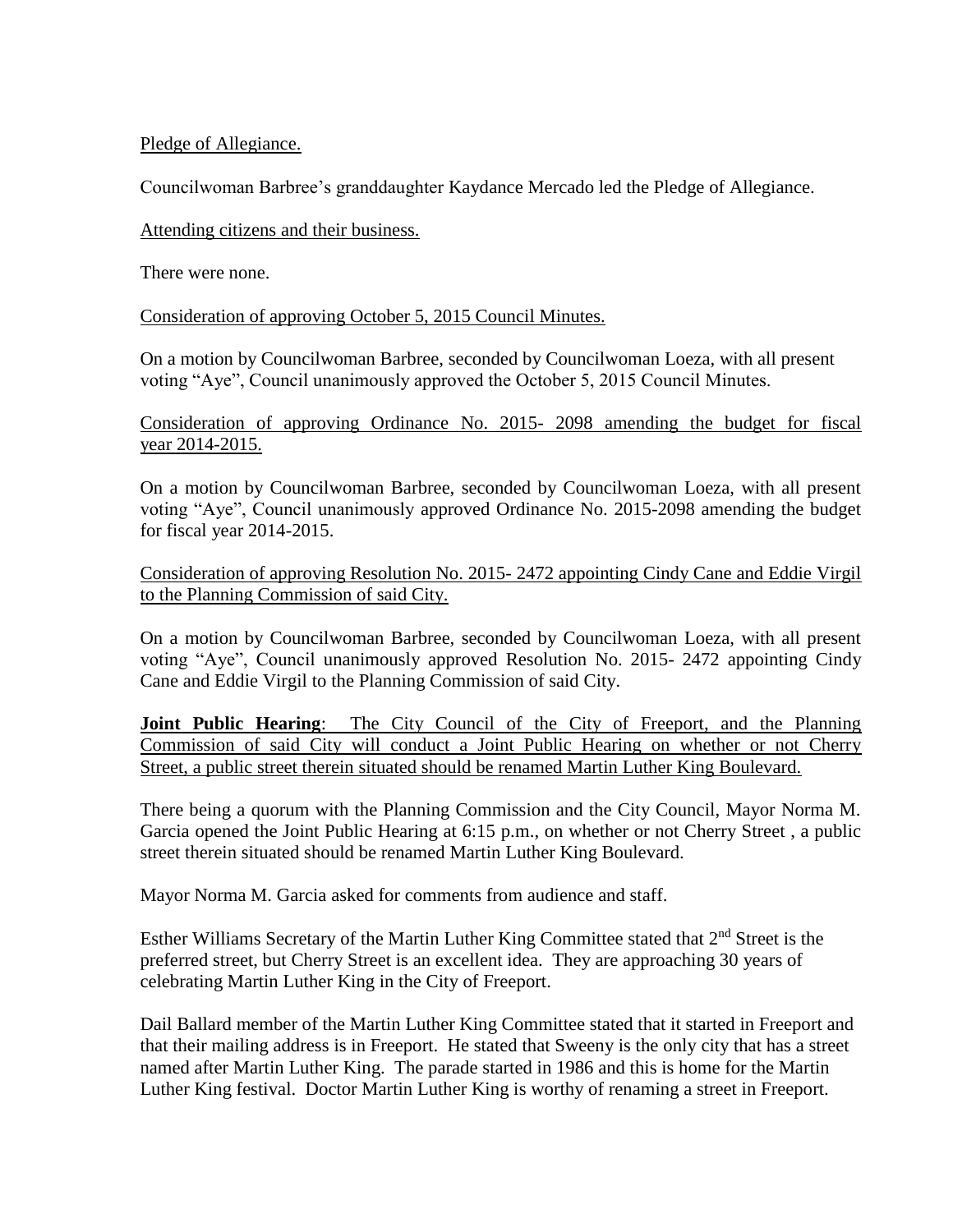Pledge of Allegiance.

Councilwoman Barbree's granddaughter Kaydance Mercado led the Pledge of Allegiance.

Attending citizens and their business.

There were none.

Consideration of approving October 5, 2015 Council Minutes.

On a motion by Councilwoman Barbree, seconded by Councilwoman Loeza, with all present voting "Aye", Council unanimously approved the October 5, 2015 Council Minutes.

Consideration of approving Ordinance No. 2015- 2098 amending the budget for fiscal year 2014-2015.

On a motion by Councilwoman Barbree, seconded by Councilwoman Loeza, with all present voting "Aye", Council unanimously approved Ordinance No. 2015-2098 amending the budget for fiscal year 2014-2015.

Consideration of approving Resolution No. 2015- 2472 appointing Cindy Cane and Eddie Virgil to the Planning Commission of said City.

On a motion by Councilwoman Barbree, seconded by Councilwoman Loeza, with all present voting "Aye", Council unanimously approved Resolution No. 2015- 2472 appointing Cindy Cane and Eddie Virgil to the Planning Commission of said City.

**Joint Public Hearing**: The City Council of the City of Freeport, and the Planning Commission of said City will conduct a Joint Public Hearing on whether or not Cherry Street, a public street therein situated should be renamed Martin Luther King Boulevard.

There being a quorum with the Planning Commission and the City Council, Mayor Norma M. Garcia opened the Joint Public Hearing at 6:15 p.m., on whether or not Cherry Street , a public street therein situated should be renamed Martin Luther King Boulevard.

Mayor Norma M. Garcia asked for comments from audience and staff.

Esther Williams Secretary of the Martin Luther King Committee stated that 2nd Street is the preferred street, but Cherry Street is an excellent idea. They are approaching 30 years of celebrating Martin Luther King in the City of Freeport.

Dail Ballard member of the Martin Luther King Committee stated that it started in Freeport and that their mailing address is in Freeport. He stated that Sweeny is the only city that has a street named after Martin Luther King. The parade started in 1986 and this is home for the Martin Luther King festival. Doctor Martin Luther King is worthy of renaming a street in Freeport.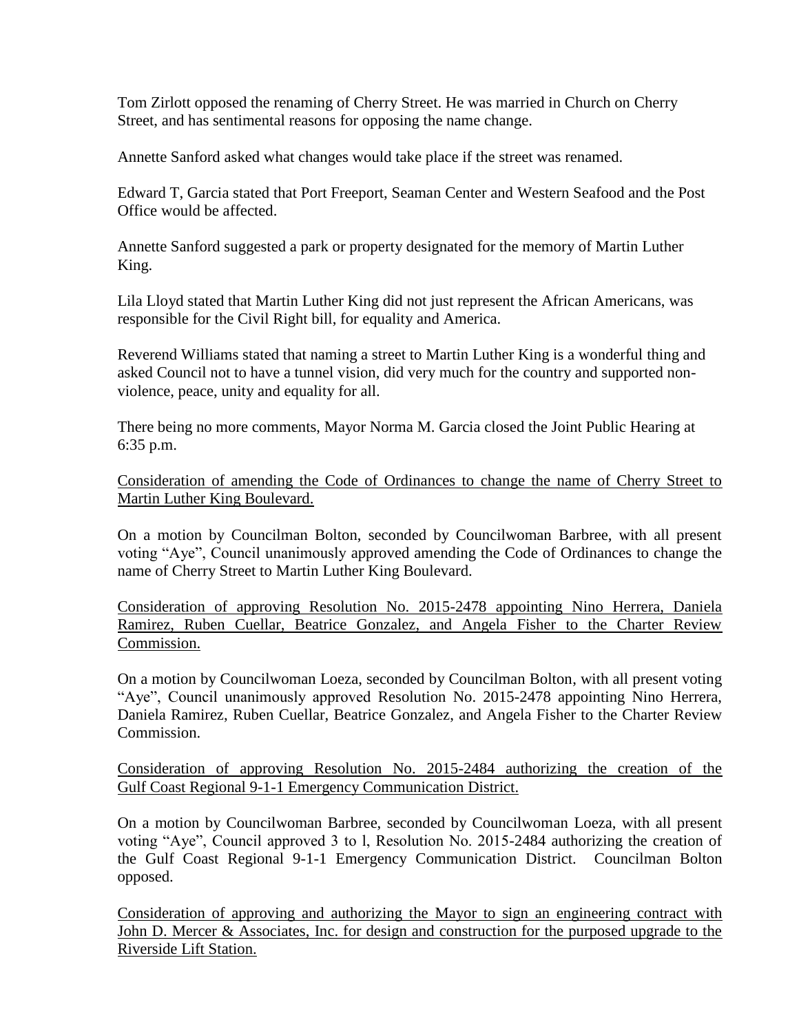Tom Zirlott opposed the renaming of Cherry Street. He was married in Church on Cherry Street, and has sentimental reasons for opposing the name change.

Annette Sanford asked what changes would take place if the street was renamed.

Edward T, Garcia stated that Port Freeport, Seaman Center and Western Seafood and the Post Office would be affected.

Annette Sanford suggested a park or property designated for the memory of Martin Luther King.

Lila Lloyd stated that Martin Luther King did not just represent the African Americans, was responsible for the Civil Right bill, for equality and America.

Reverend Williams stated that naming a street to Martin Luther King is a wonderful thing and asked Council not to have a tunnel vision, did very much for the country and supported non-violence, peace, unity and equality for all.

There being no more comments, Mayor Norma M. Garcia closed the Joint Public Hearing at 6:35 p.m.

<u>Consideration of amending the Code of Ordinances to change the name of Cherry Street to Martin Luther King Boulevard.</u>

On a motion by Councilman Bolton, seconded by Councilwoman Barbree, with all present voting "Aye", Council unanimously approved amending the Code of Ordinances to change the name of Cherry Street to Martin Luther King Boulevard.

<u>Consideration of approving Resolution No. 2015-2478 appointing Nino Herrera, Daniela Ramirez, Ruben Cuellar, Beatrice Gonzalez, and Angela Fisher to the Charter Review Commission.</u>

On a motion by Councilwoman Loeza, seconded by Councilman Bolton, with all present voting "Aye", Council unanimously approved Resolution No. 2015-2478 appointing Nino Herrera, Daniela Ramirez, Ruben Cuellar, Beatrice Gonzalez, and Angela Fisher to the Charter Review Commission.

<u>Consideration of approving Resolution No. 2015-2484 authorizing the creation of the Gulf Coast Regional 9-1-1 Emergency Communication District.</u>

On a motion by Councilwoman Barbree, seconded by Councilwoman Loeza, with all present voting "Aye", Council approved 3 to l, Resolution No. 2015-2484 authorizing the creation of the Gulf Coast Regional 9-1-1 Emergency Communication District. Councilman Bolton opposed.

<u>Consideration of approving and authorizing the Mayor to sign an engineering contract with John D. Mercer & Associates, Inc. for design and construction for the purposed upgrade to the Riverside Lift Station.</u>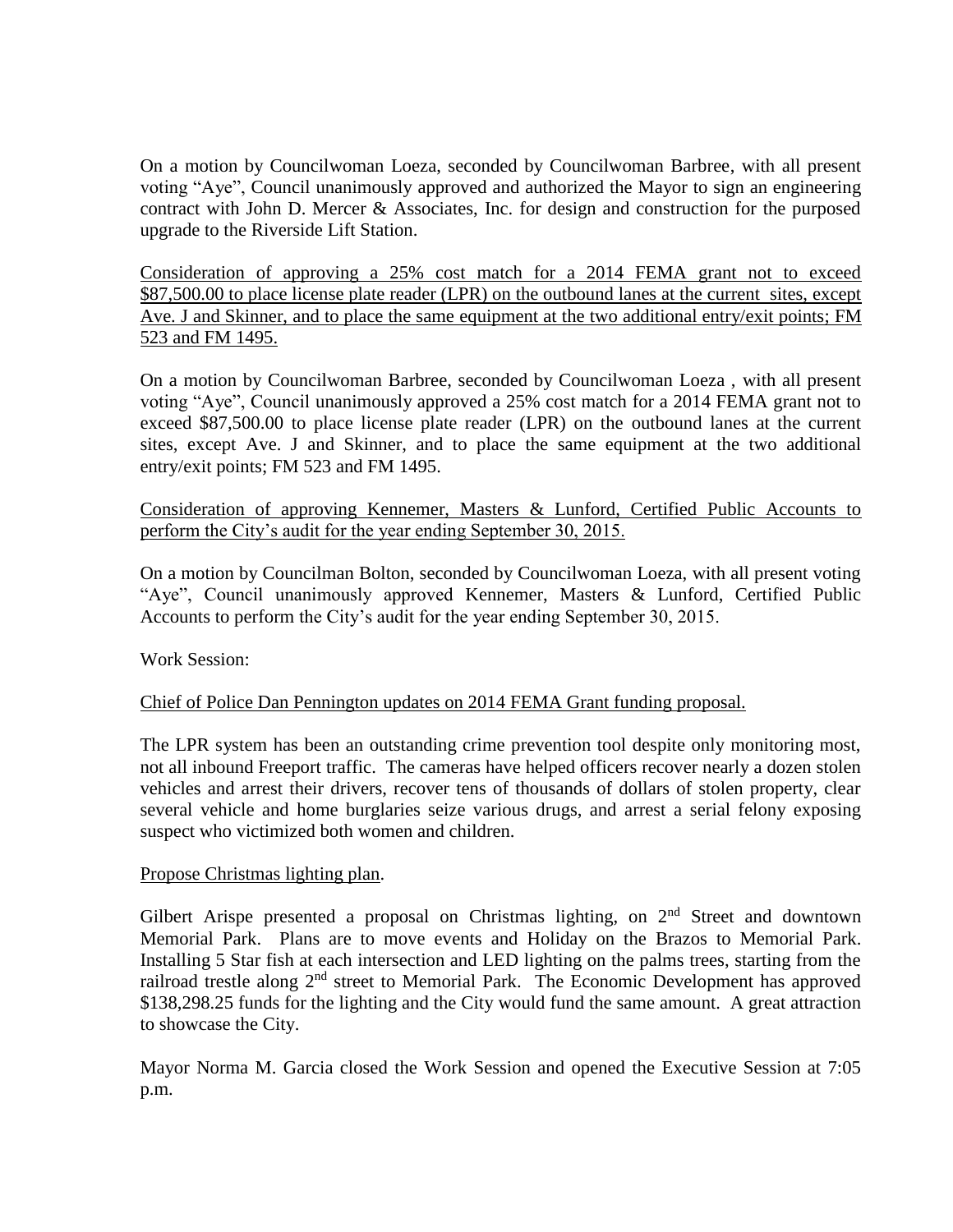On a motion by Councilwoman Loeza, seconded by Councilwoman Barbree, with all present voting "Aye", Council unanimously approved and authorized the Mayor to sign an engineering contract with John D. Mercer & Associates, Inc. for design and construction for the purposed upgrade to the Riverside Lift Station.

<u>Consideration of approving a 25% cost match for a 2014 FEMA grant not to exceed $87,500.00 to place license plate reader (LPR) on the outbound lanes at the current sites, except Ave. J and Skinner, and to place the same equipment at the two additional entry/exit points; FM 523 and FM 1495.</u>

On a motion by Councilwoman Barbree, seconded by Councilwoman Loeza , with all present voting "Aye", Council unanimously approved a 25% cost match for a 2014 FEMA grant not to exceed $87,500.00 to place license plate reader (LPR) on the outbound lanes at the current sites, except Ave. J and Skinner, and to place the same equipment at the two additional entry/exit points; FM 523 and FM 1495.

<u>Consideration of approving Kennemer, Masters & Lunford, Certified Public Accounts to perform the City's audit for the year ending September 30, 2015.</u>

On a motion by Councilman Bolton, seconded by Councilwoman Loeza, with all present voting "Aye", Council unanimously approved Kennemer, Masters & Lunford, Certified Public Accounts to perform the City's audit for the year ending September 30, 2015.

Work Session:

<u>Chief of Police Dan Pennington updates on 2014 FEMA Grant funding proposal.</u>

The LPR system has been an outstanding crime prevention tool despite only monitoring most, not all inbound Freeport traffic. The cameras have helped officers recover nearly a dozen stolen vehicles and arrest their drivers, recover tens of thousands of dollars of stolen property, clear several vehicle and home burglaries seize various drugs, and arrest a serial felony exposing suspect who victimized both women and children.

<u>Propose Christmas lighting plan</u>.

Gilbert Arispe presented a proposal on Christmas lighting, on 2nd Street and downtown Memorial Park. Plans are to move events and Holiday on the Brazos to Memorial Park. Installing 5 Star fish at each intersection and LED lighting on the palms trees, starting from the railroad trestle along 2nd street to Memorial Park. The Economic Development has approved $138,298.25 funds for the lighting and the City would fund the same amount. A great attraction to showcase the City.

Mayor Norma M. Garcia closed the Work Session and opened the Executive Session at 7:05 p.m.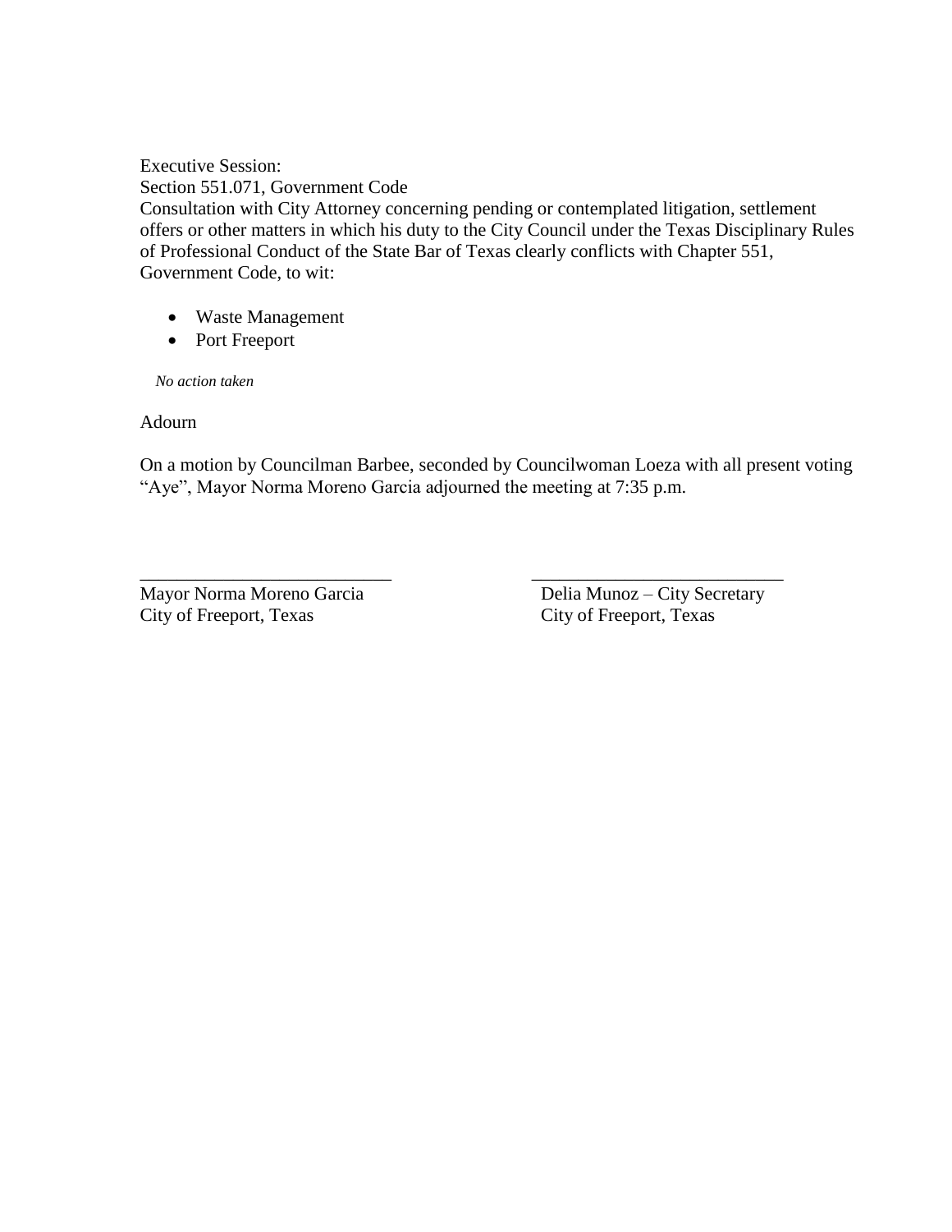Executive Session:
Section 551.071, Government Code
Consultation with City Attorney concerning pending or contemplated litigation, settlement offers or other matters in which his duty to the City Council under the Texas Disciplinary Rules of Professional Conduct of the State Bar of Texas clearly conflicts with Chapter 551, Government Code, to wit:

- Waste Management
- Port Freeport

*No action taken*

Adourn

On a motion by Councilman Barbee, seconded by Councilwoman Loeza with all present voting "Aye", Mayor Norma Moreno Garcia adjourned the meeting at 7:35 p.m.

___________________________
Mayor Norma Moreno Garcia
City of Freeport, Texas

___________________________
Delia Munoz – City Secretary
City of Freeport, Texas